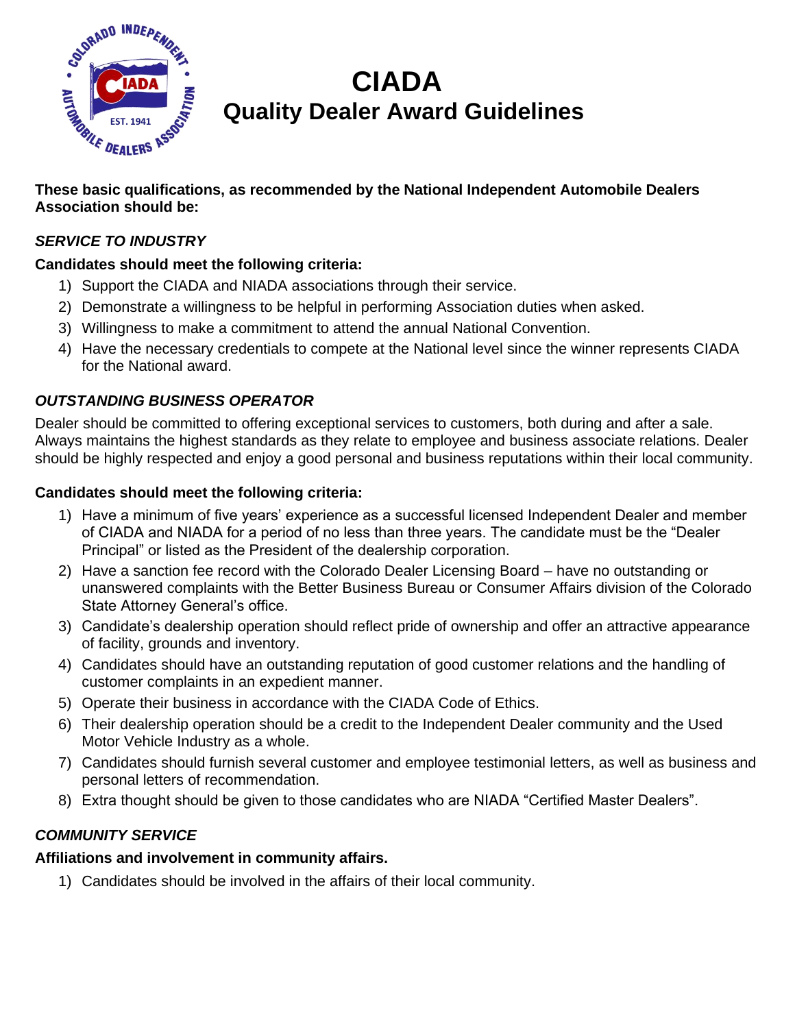# CIADA
## Quality Dealer Award Guidelines

**These basic qualifications, as recommended by the National Independent Automobile Dealers Association should be:**

### *SERVICE TO INDUSTRY*

**Candidates should meet the following criteria:**

1) Support the CIADA and NIADA associations through their service.
2) Demonstrate a willingness to be helpful in performing Association duties when asked.
3) Willingness to make a commitment to attend the annual National Convention.
4) Have the necessary credentials to compete at the National level since the winner represents CIADA for the National award.

### *OUTSTANDING BUSINESS OPERATOR*

Dealer should be committed to offering exceptional services to customers, both during and after a sale. Always maintains the highest standards as they relate to employee and business associate relations. Dealer should be highly respected and enjoy a good personal and business reputations within their local community.

**Candidates should meet the following criteria:**

1) Have a minimum of five years' experience as a successful licensed Independent Dealer and member of CIADA and NIADA for a period of no less than three years. The candidate must be the "Dealer Principal" or listed as the President of the dealership corporation.
2) Have a sanction fee record with the Colorado Dealer Licensing Board – have no outstanding or unanswered complaints with the Better Business Bureau or Consumer Affairs division of the Colorado State Attorney General's office.
3) Candidate's dealership operation should reflect pride of ownership and offer an attractive appearance of facility, grounds and inventory.
4) Candidates should have an outstanding reputation of good customer relations and the handling of customer complaints in an expedient manner.
5) Operate their business in accordance with the CIADA Code of Ethics.
6) Their dealership operation should be a credit to the Independent Dealer community and the Used Motor Vehicle Industry as a whole.
7) Candidates should furnish several customer and employee testimonial letters, as well as business and personal letters of recommendation.
8) Extra thought should be given to those candidates who are NIADA "Certified Master Dealers".

### *COMMUNITY SERVICE*

**Affiliations and involvement in community affairs.**

1) Candidates should be involved in the affairs of their local community.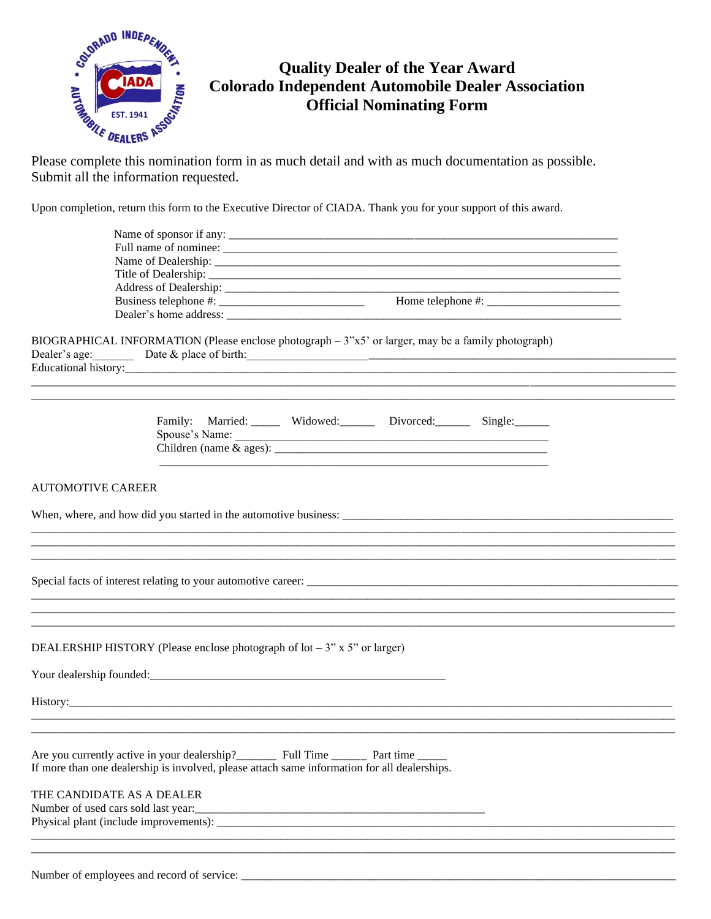# Quality Dealer of the Year Award
# Colorado Independent Automobile Dealer Association
# Official Nominating Form

Please complete this nomination form in as much detail and with as much documentation as possible. Submit all the information requested.

Upon completion, return this form to the Executive Director of CIADA. Thank you for your support of this award.

Name of sponsor if any: ______________________________________________

Full name of nominee: ______________________________________________

Name of Dealership: ______________________________________________

Title of Dealership: ______________________________________________

Address of Dealership: ______________________________________________

Business telephone #: ________________________ Home telephone #: ______________________

Dealer's home address: ______________________________________________

BIOGRAPHICAL INFORMATION (Please enclose photograph – 3"x5' or larger, may be a family photograph)

Dealer's age:_______ Date & place of birth:______________________________________________

Educational history:______________________________________________

______________________________________________

______________________________________________

Family: Married: _____ Widowed:______ Divorced:______ Single:______

Spouse's Name: ______________________________________________

Children (name & ages): ______________________________________________

______________________________________________

AUTOMOTIVE CAREER

When, where, and how did you started in the automotive business: ______________________________________________

______________________________________________

______________________________________________

______________________________________________

Special facts of interest relating to your automotive career: ______________________________________________

______________________________________________

______________________________________________

______________________________________________

DEALERSHIP HISTORY (Please enclose photograph of lot – 3" x 5" or larger)

Your dealership founded:______________________________________________

History:______________________________________________

______________________________________________

______________________________________________

Are you currently active in your dealership?_______ Full Time ______ Part time _____

If more than one dealership is involved, please attach same information for all dealerships.

THE CANDIDATE AS A DEALER

Number of used cars sold last year:______________________________________________

Physical plant (include improvements): ______________________________________________

______________________________________________

______________________________________________

Number of employees and record of service: ______________________________________________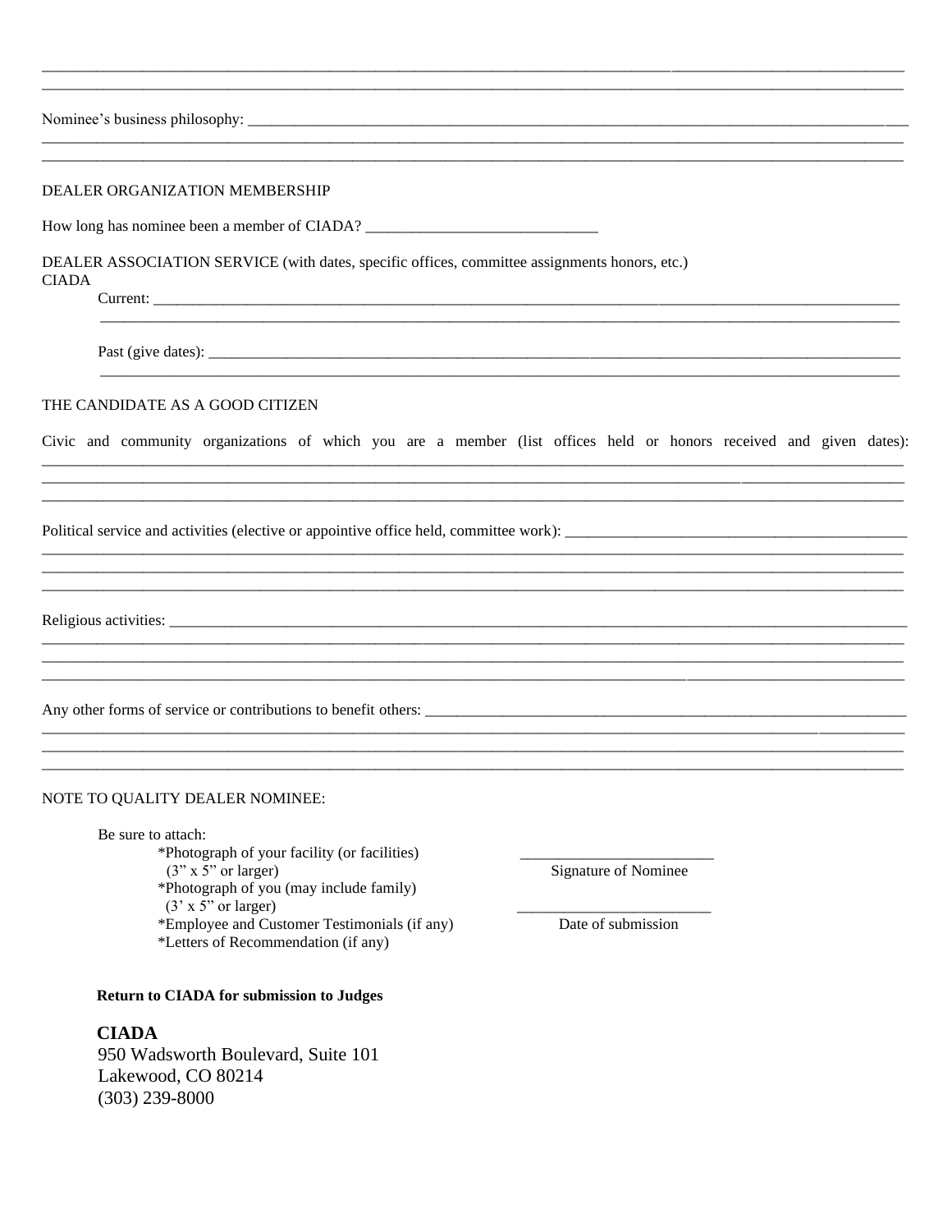Nominee's business philosophy: ______________________________________________

DEALER ORGANIZATION MEMBERSHIP

How long has nominee been a member of CIADA? ______________________________

DEALER ASSOCIATION SERVICE (with dates, specific offices, committee assignments honors, etc.)
CIADA

Current: ______________________________________________

Past (give dates): ______________________________________________

THE CANDIDATE AS A GOOD CITIZEN

Civic and community organizations of which you are a member (list offices held or honors received and given dates): ______________________________________________

Political service and activities (elective or appointive office held, committee work): ______________________________________________

Religious activities: ______________________________________________

Any other forms of service or contributions to benefit others: ______________________________________________

NOTE TO QUALITY DEALER NOMINEE:

Be sure to attach:

*Photograph of your facility (or facilities) (3" x 5" or larger)
*Photograph of you (may include family) (3' x 5" or larger)
*Employee and Customer Testimonials (if any)
*Letters of Recommendation (if any)

________________________
Signature of Nominee

________________________
Date of submission

**Return to CIADA for submission to Judges**

**CIADA**
950 Wadsworth Boulevard, Suite 101
Lakewood, CO 80214
(303) 239-8000